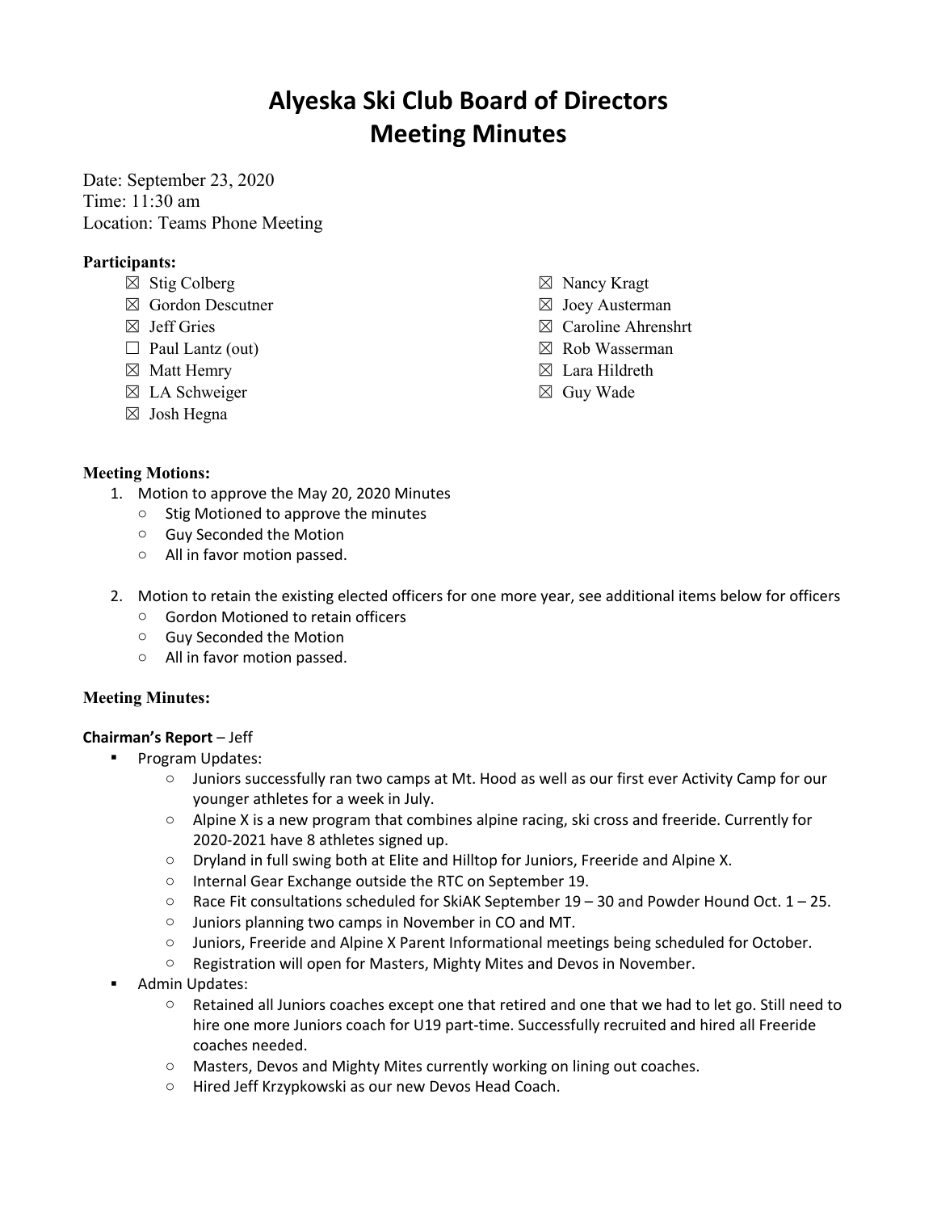# Alyeska Ski Club Board of Directors
# Meeting Minutes

Date: September 23, 2020
Time: 11:30 am
Location: Teams Phone Meeting

**Participants:**

- ☒ Stig Colberg
- ☒ Gordon Descutner
- ☒ Jeff Gries
- ☐ Paul Lantz (out)
- ☒ Matt Hemry
- ☒ LA Schweiger
- ☒ Josh Hegna
- ☒ Nancy Kragt
- ☒ Joey Austerman
- ☒ Caroline Ahrenshrt
- ☒ Rob Wasserman
- ☒ Lara Hildreth
- ☒ Guy Wade

**Meeting Motions:**

1. Motion to approve the May 20, 2020 Minutes
   - Stig Motioned to approve the minutes
   - Guy Seconded the Motion
   - All in favor motion passed.

2. Motion to retain the existing elected officers for one more year, see additional items below for officers
   - Gordon Motioned to retain officers
   - Guy Seconded the Motion
   - All in favor motion passed.

**Meeting Minutes:**

**Chairman's Report** – Jeff

- Program Updates:
  - Juniors successfully ran two camps at Mt. Hood as well as our first ever Activity Camp for our younger athletes for a week in July.
  - Alpine X is a new program that combines alpine racing, ski cross and freeride. Currently for 2020-2021 have 8 athletes signed up.
  - Dryland in full swing both at Elite and Hilltop for Juniors, Freeride and Alpine X.
  - Internal Gear Exchange outside the RTC on September 19.
  - Race Fit consultations scheduled for SkiAK September 19 – 30 and Powder Hound Oct. 1 – 25.
  - Juniors planning two camps in November in CO and MT.
  - Juniors, Freeride and Alpine X Parent Informational meetings being scheduled for October.
  - Registration will open for Masters, Mighty Mites and Devos in November.
- Admin Updates:
  - Retained all Juniors coaches except one that retired and one that we had to let go. Still need to hire one more Juniors coach for U19 part-time. Successfully recruited and hired all Freeride coaches needed.
  - Masters, Devos and Mighty Mites currently working on lining out coaches.
  - Hired Jeff Krzypkowski as our new Devos Head Coach.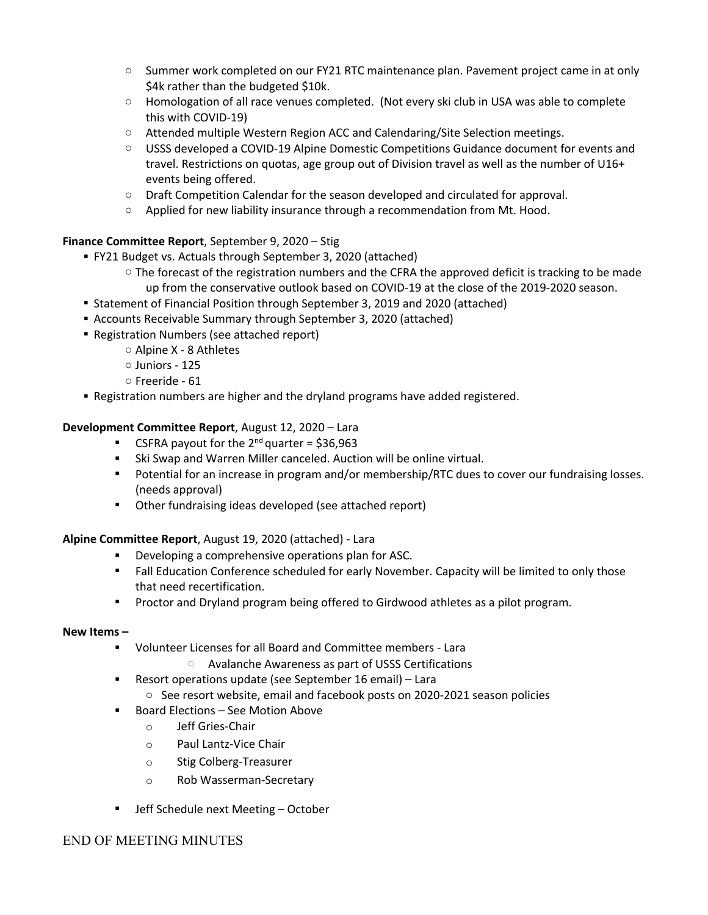- Summer work completed on our FY21 RTC maintenance plan. Pavement project came in at only $4k rather than the budgeted $10k.
- Homologation of all race venues completed. (Not every ski club in USA was able to complete this with COVID-19)
- Attended multiple Western Region ACC and Calendaring/Site Selection meetings.
- USSS developed a COVID-19 Alpine Domestic Competitions Guidance document for events and travel. Restrictions on quotas, age group out of Division travel as well as the number of U16+ events being offered.
- Draft Competition Calendar for the season developed and circulated for approval.
- Applied for new liability insurance through a recommendation from Mt. Hood.

**Finance Committee Report**, September 9, 2020 – Stig

- FY21 Budget vs. Actuals through September 3, 2020 (attached)
  - The forecast of the registration numbers and the CFRA the approved deficit is tracking to be made up from the conservative outlook based on COVID-19 at the close of the 2019-2020 season.
- Statement of Financial Position through September 3, 2019 and 2020 (attached)
- Accounts Receivable Summary through September 3, 2020 (attached)
- Registration Numbers (see attached report)
  - Alpine X - 8 Athletes
  - Juniors - 125
  - Freeride - 61
- Registration numbers are higher and the dryland programs have added registered.

**Development Committee Report**, August 12, 2020 – Lara

- CSFRA payout for the 2nd quarter = $36,963
- Ski Swap and Warren Miller canceled. Auction will be online virtual.
- Potential for an increase in program and/or membership/RTC dues to cover our fundraising losses. (needs approval)
- Other fundraising ideas developed (see attached report)

**Alpine Committee Report**, August 19, 2020 (attached) - Lara

- Developing a comprehensive operations plan for ASC.
- Fall Education Conference scheduled for early November. Capacity will be limited to only those that need recertification.
- Proctor and Dryland program being offered to Girdwood athletes as a pilot program.

**New Items –**

- Volunteer Licenses for all Board and Committee members - Lara
  - Avalanche Awareness as part of USSS Certifications
- Resort operations update (see September 16 email) – Lara
  - See resort website, email and facebook posts on 2020-2021 season policies
- Board Elections – See Motion Above
  - Jeff Gries-Chair
  - Paul Lantz-Vice Chair
  - Stig Colberg-Treasurer
  - Rob Wasserman-Secretary
- Jeff Schedule next Meeting – October

END OF MEETING MINUTES